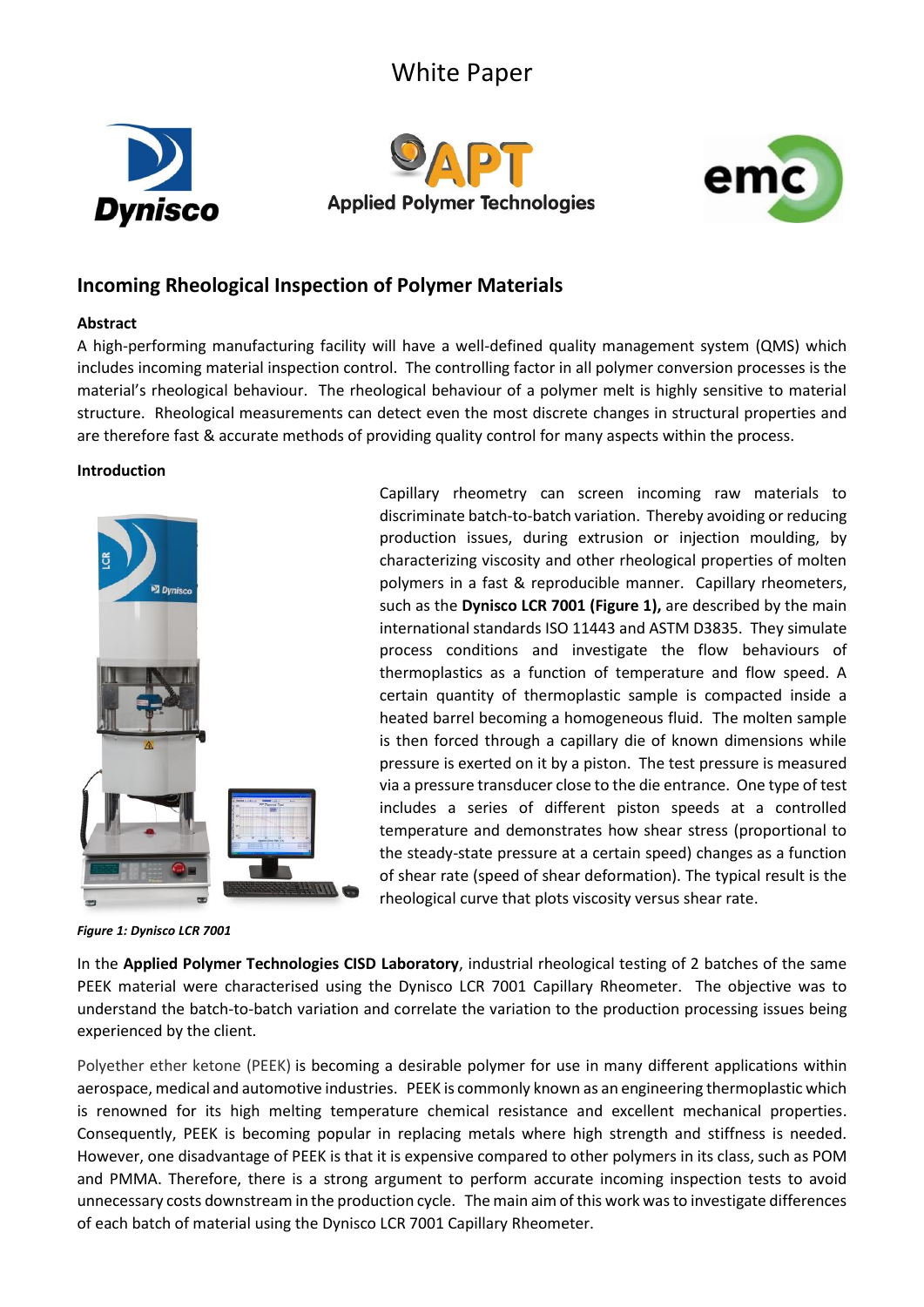White Paper

## Incoming Rheological Inspection of Polymer Materials

**Abstract**

A high-performing manufacturing facility will have a well-defined quality management system (QMS) which includes incoming material inspection control. The controlling factor in all polymer conversion processes is the material's rheological behaviour. The rheological behaviour of a polymer melt is highly sensitive to material structure. Rheological measurements can detect even the most discrete changes in structural properties and are therefore fast & accurate methods of providing quality control for many aspects within the process.

**Introduction**

Capillary rheometry can screen incoming raw materials to discriminate batch-to-batch variation. Thereby avoiding or reducing production issues, during extrusion or injection moulding, by characterizing viscosity and other rheological properties of molten polymers in a fast & reproducible manner. Capillary rheometers, such as the **Dynisco LCR 7001 (Figure 1),** are described by the main international standards ISO 11443 and ASTM D3835. They simulate process conditions and investigate the flow behaviours of thermoplastics as a function of temperature and flow speed. A certain quantity of thermoplastic sample is compacted inside a heated barrel becoming a homogeneous fluid. The molten sample is then forced through a capillary die of known dimensions while pressure is exerted on it by a piston. The test pressure is measured via a pressure transducer close to the die entrance. One type of test includes a series of different piston speeds at a controlled temperature and demonstrates how shear stress (proportional to the steady-state pressure at a certain speed) changes as a function of shear rate (speed of shear deformation). The typical result is the rheological curve that plots viscosity versus shear rate.

*Figure 1: Dynisco LCR 7001*

In the **Applied Polymer Technologies CISD Laboratory**, industrial rheological testing of 2 batches of the same PEEK material were characterised using the Dynisco LCR 7001 Capillary Rheometer. The objective was to understand the batch-to-batch variation and correlate the variation to the production processing issues being experienced by the client.

Polyether ether ketone (PEEK) is becoming a desirable polymer for use in many different applications within aerospace, medical and automotive industries. PEEK is commonly known as an engineering thermoplastic which is renowned for its high melting temperature chemical resistance and excellent mechanical properties. Consequently, PEEK is becoming popular in replacing metals where high strength and stiffness is needed. However, one disadvantage of PEEK is that it is expensive compared to other polymers in its class, such as POM and PMMA. Therefore, there is a strong argument to perform accurate incoming inspection tests to avoid unnecessary costs downstream in the production cycle. The main aim of this work was to investigate differences of each batch of material using the Dynisco LCR 7001 Capillary Rheometer.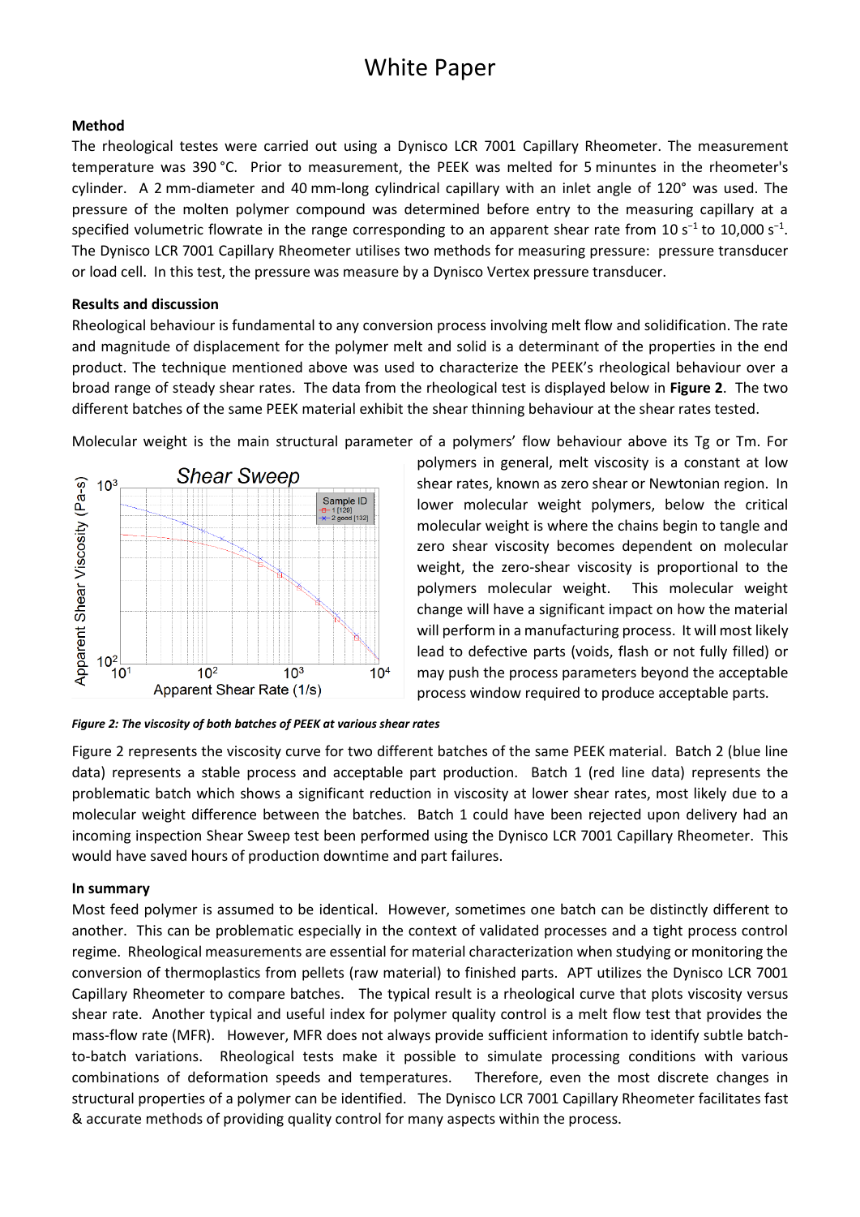## White Paper

**Method**

The rheological testes were carried out using a Dynisco LCR 7001 Capillary Rheometer. The measurement temperature was 390 °C. Prior to measurement, the PEEK was melted for 5 minuntes in the rheometer's cylinder. A 2 mm-diameter and 40 mm-long cylindrical capillary with an inlet angle of 120° was used. The pressure of the molten polymer compound was determined before entry to the measuring capillary at a specified volumetric flowrate in the range corresponding to an apparent shear rate from 10 $s^{-1}$ to 10,000 $s^{-1}$. The Dynisco LCR 7001 Capillary Rheometer utilises two methods for measuring pressure: pressure transducer or load cell. In this test, the pressure was measure by a Dynisco Vertex pressure transducer.

**Results and discussion**

Rheological behaviour is fundamental to any conversion process involving melt flow and solidification. The rate and magnitude of displacement for the polymer melt and solid is a determinant of the properties in the end product. The technique mentioned above was used to characterize the PEEK's rheological behaviour over a broad range of steady shear rates. The data from the rheological test is displayed below in **Figure 2**. The two different batches of the same PEEK material exhibit the shear thinning behaviour at the shear rates tested.

Molecular weight is the main structural parameter of a polymers' flow behaviour above its Tg or Tm. For polymers in general, melt viscosity is a constant at low shear rates, known as zero shear or Newtonian region. In lower molecular weight polymers, below the critical molecular weight is where the chains begin to tangle and zero shear viscosity becomes dependent on molecular weight, the zero-shear viscosity is proportional to the polymers molecular weight. This molecular weight change will have a significant impact on how the material will perform in a manufacturing process. It will most likely lead to defective parts (voids, flash or not fully filled) or may push the process parameters beyond the acceptable process window required to produce acceptable parts.

Shear Sweep

Apparent Shear Viscosity (Pa-s)

Apparent Shear Rate (1/s)

Sample ID
1 [128]
2 good [132]

$10^3$
$10^2$
$10^1$
$10^2$
$10^3$
$10^4$

*Figure 2: The viscosity of both batches of PEEK at various shear rates*

Figure 2 represents the viscosity curve for two different batches of the same PEEK material. Batch 2 (blue line data) represents a stable process and acceptable part production. Batch 1 (red line data) represents the problematic batch which shows a significant reduction in viscosity at lower shear rates, most likely due to a molecular weight difference between the batches. Batch 1 could have been rejected upon delivery had an incoming inspection Shear Sweep test been performed using the Dynisco LCR 7001 Capillary Rheometer. This would have saved hours of production downtime and part failures.

**In summary**

Most feed polymer is assumed to be identical. However, sometimes one batch can be distinctly different to another. This can be problematic especially in the context of validated processes and a tight process control regime. Rheological measurements are essential for material characterization when studying or monitoring the conversion of thermoplastics from pellets (raw material) to finished parts. APT utilizes the Dynisco LCR 7001 Capillary Rheometer to compare batches. The typical result is a rheological curve that plots viscosity versus shear rate. Another typical and useful index for polymer quality control is a melt flow test that provides the mass-flow rate (MFR). However, MFR does not always provide sufficient information to identify subtle batch-to-batch variations. Rheological tests make it possible to simulate processing conditions with various combinations of deformation speeds and temperatures. Therefore, even the most discrete changes in structural properties of a polymer can be identified. The Dynisco LCR 7001 Capillary Rheometer facilitates fast & accurate methods of providing quality control for many aspects within the process.